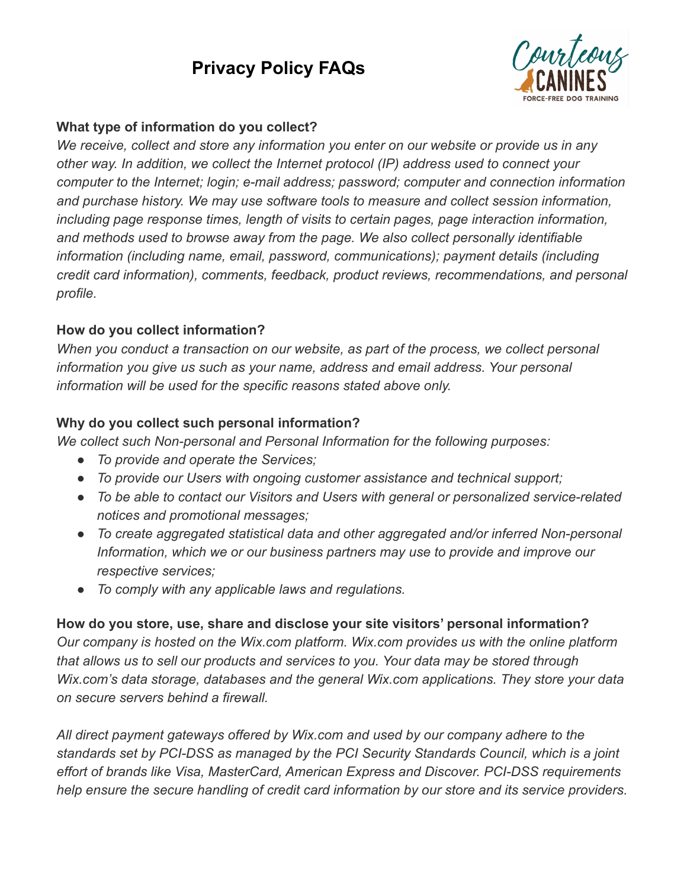# Privacy Policy FAQs

**What type of information do you collect?**

*We receive, collect and store any information you enter on our website or provide us in any other way. In addition, we collect the Internet protocol (IP) address used to connect your computer to the Internet; login; e-mail address; password; computer and connection information and purchase history. We may use software tools to measure and collect session information, including page response times, length of visits to certain pages, page interaction information, and methods used to browse away from the page. We also collect personally identifiable information (including name, email, password, communications); payment details (including credit card information), comments, feedback, product reviews, recommendations, and personal profile.*

**How do you collect information?**

*When you conduct a transaction on our website, as part of the process, we collect personal information you give us such as your name, address and email address. Your personal information will be used for the specific reasons stated above only.*

**Why do you collect such personal information?**

*We collect such Non-personal and Personal Information for the following purposes:*

- *To provide and operate the Services;*
- *To provide our Users with ongoing customer assistance and technical support;*
- *To be able to contact our Visitors and Users with general or personalized service-related notices and promotional messages;*
- *To create aggregated statistical data and other aggregated and/or inferred Non-personal Information, which we or our business partners may use to provide and improve our respective services;*
- *To comply with any applicable laws and regulations.*

**How do you store, use, share and disclose your site visitors' personal information?**

*Our company is hosted on the Wix.com platform. Wix.com provides us with the online platform that allows us to sell our products and services to you. Your data may be stored through Wix.com's data storage, databases and the general Wix.com applications. They store your data on secure servers behind a firewall.*

*All direct payment gateways offered by Wix.com and used by our company adhere to the standards set by PCI-DSS as managed by the PCI Security Standards Council, which is a joint effort of brands like Visa, MasterCard, American Express and Discover. PCI-DSS requirements help ensure the secure handling of credit card information by our store and its service providers.*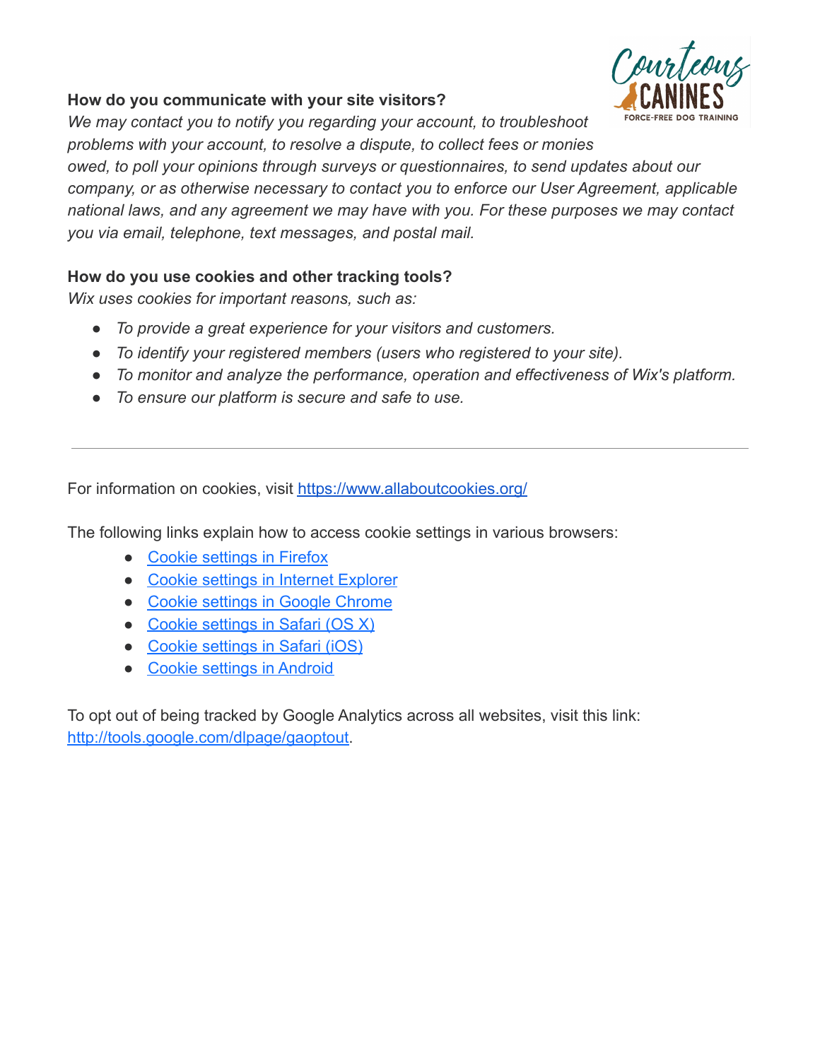**How do you communicate with your site visitors?**

*We may contact you to notify you regarding your account, to troubleshoot problems with your account, to resolve a dispute, to collect fees or monies owed, to poll your opinions through surveys or questionnaires, to send updates about our company, or as otherwise necessary to contact you to enforce our User Agreement, applicable national laws, and any agreement we may have with you. For these purposes we may contact you via email, telephone, text messages, and postal mail.*

**How do you use cookies and other tracking tools?**

*Wix uses cookies for important reasons, such as:*

- *To provide a great experience for your visitors and customers.*
- *To identify your registered members (users who registered to your site).*
- *To monitor and analyze the performance, operation and effectiveness of Wix's platform.*
- *To ensure our platform is secure and safe to use.*

---

For information on cookies, visit https://www.allaboutcookies.org/

The following links explain how to access cookie settings in various browsers:

- Cookie settings in Firefox
- Cookie settings in Internet Explorer
- Cookie settings in Google Chrome
- Cookie settings in Safari (OS X)
- Cookie settings in Safari (iOS)
- Cookie settings in Android

To opt out of being tracked by Google Analytics across all websites, visit this link: http://tools.google.com/dlpage/gaoptout.